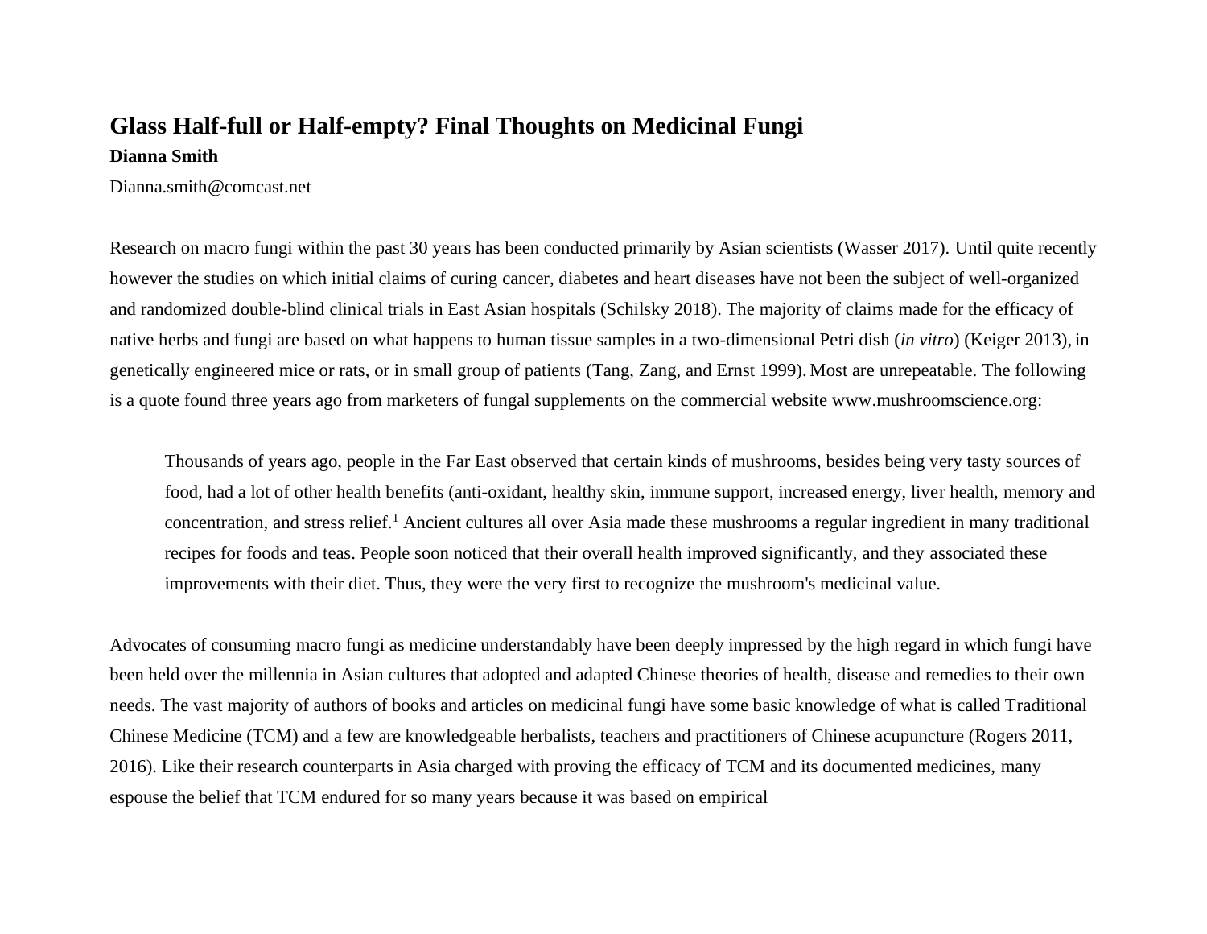# Glass Half-full or Half-empty? Final Thoughts on Medicinal Fungi

**Dianna Smith**

Dianna.smith@comcast.net

Research on macro fungi within the past 30 years has been conducted primarily by Asian scientists (Wasser 2017). Until quite recently however the studies on which initial claims of curing cancer, diabetes and heart diseases have not been the subject of well-organized and randomized double-blind clinical trials in East Asian hospitals (Schilsky 2018). The majority of claims made for the efficacy of native herbs and fungi are based on what happens to human tissue samples in a two-dimensional Petri dish (*in vitro*) (Keiger 2013), in genetically engineered mice or rats, or in small group of patients (Tang, Zang, and Ernst 1999). Most are unrepeatable. The following is a quote found three years ago from marketers of fungal supplements on the commercial website www.mushroomscience.org:

> Thousands of years ago, people in the Far East observed that certain kinds of mushrooms, besides being very tasty sources of food, had a lot of other health benefits (anti-oxidant, healthy skin, immune support, increased energy, liver health, memory and concentration, and stress relief.[1] Ancient cultures all over Asia made these mushrooms a regular ingredient in many traditional recipes for foods and teas. People soon noticed that their overall health improved significantly, and they associated these improvements with their diet. Thus, they were the very first to recognize the mushroom's medicinal value.

Advocates of consuming macro fungi as medicine understandably have been deeply impressed by the high regard in which fungi have been held over the millennia in Asian cultures that adopted and adapted Chinese theories of health, disease and remedies to their own needs. The vast majority of authors of books and articles on medicinal fungi have some basic knowledge of what is called Traditional Chinese Medicine (TCM) and a few are knowledgeable herbalists, teachers and practitioners of Chinese acupuncture (Rogers 2011, 2016). Like their research counterparts in Asia charged with proving the efficacy of TCM and its documented medicines, many espouse the belief that TCM endured for so many years because it was based on empirical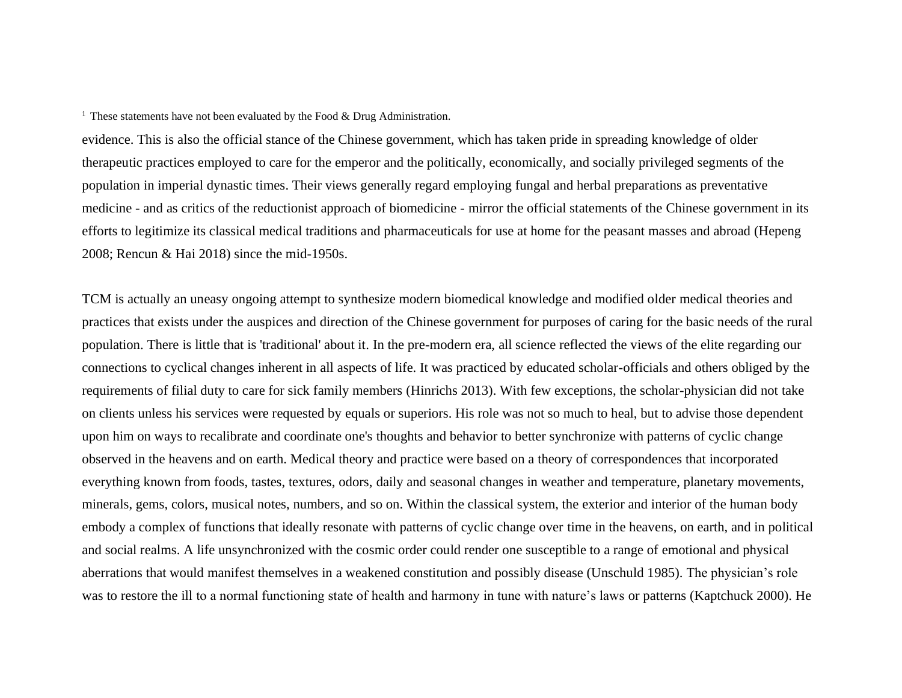[1] These statements have not been evaluated by the Food & Drug Administration.

evidence. This is also the official stance of the Chinese government, which has taken pride in spreading knowledge of older therapeutic practices employed to care for the emperor and the politically, economically, and socially privileged segments of the population in imperial dynastic times. Their views generally regard employing fungal and herbal preparations as preventative medicine - and as critics of the reductionist approach of biomedicine - mirror the official statements of the Chinese government in its efforts to legitimize its classical medical traditions and pharmaceuticals for use at home for the peasant masses and abroad (Hepeng 2008; Rencun & Hai 2018) since the mid-1950s.

TCM is actually an uneasy ongoing attempt to synthesize modern biomedical knowledge and modified older medical theories and practices that exists under the auspices and direction of the Chinese government for purposes of caring for the basic needs of the rural population. There is little that is 'traditional' about it. In the pre-modern era, all science reflected the views of the elite regarding our connections to cyclical changes inherent in all aspects of life. It was practiced by educated scholar-officials and others obliged by the requirements of filial duty to care for sick family members (Hinrichs 2013). With few exceptions, the scholar-physician did not take on clients unless his services were requested by equals or superiors. His role was not so much to heal, but to advise those dependent upon him on ways to recalibrate and coordinate one's thoughts and behavior to better synchronize with patterns of cyclic change observed in the heavens and on earth. Medical theory and practice were based on a theory of correspondences that incorporated everything known from foods, tastes, textures, odors, daily and seasonal changes in weather and temperature, planetary movements, minerals, gems, colors, musical notes, numbers, and so on. Within the classical system, the exterior and interior of the human body embody a complex of functions that ideally resonate with patterns of cyclic change over time in the heavens, on earth, and in political and social realms. A life unsynchronized with the cosmic order could render one susceptible to a range of emotional and physical aberrations that would manifest themselves in a weakened constitution and possibly disease (Unschuld 1985). The physician's role was to restore the ill to a normal functioning state of health and harmony in tune with nature's laws or patterns (Kaptchuck 2000). He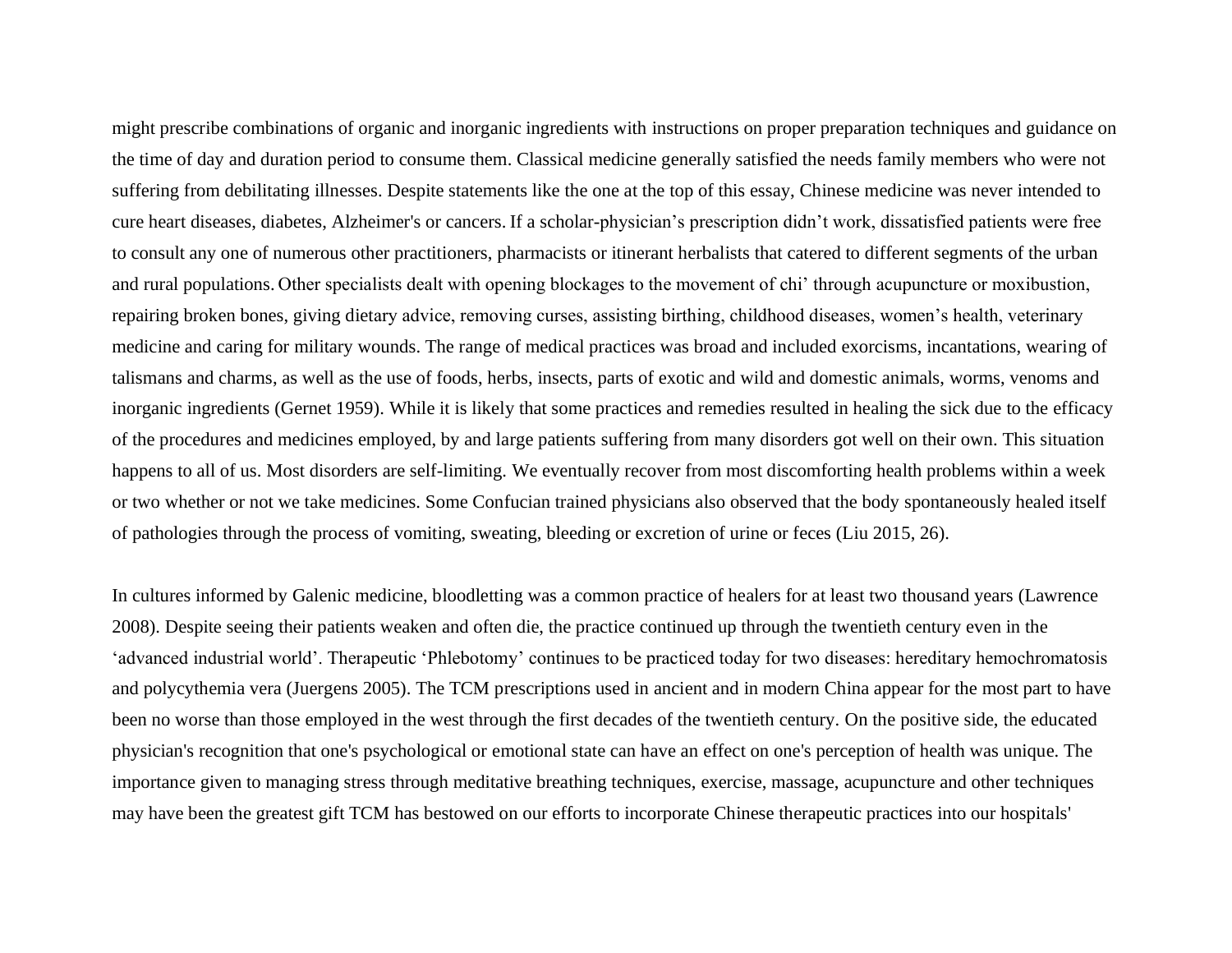might prescribe combinations of organic and inorganic ingredients with instructions on proper preparation techniques and guidance on the time of day and duration period to consume them. Classical medicine generally satisfied the needs family members who were not suffering from debilitating illnesses. Despite statements like the one at the top of this essay, Chinese medicine was never intended to cure heart diseases, diabetes, Alzheimer's or cancers. If a scholar-physician's prescription didn't work, dissatisfied patients were free to consult any one of numerous other practitioners, pharmacists or itinerant herbalists that catered to different segments of the urban and rural populations. Other specialists dealt with opening blockages to the movement of chi' through acupuncture or moxibustion, repairing broken bones, giving dietary advice, removing curses, assisting birthing, childhood diseases, women's health, veterinary medicine and caring for military wounds. The range of medical practices was broad and included exorcisms, incantations, wearing of talismans and charms, as well as the use of foods, herbs, insects, parts of exotic and wild and domestic animals, worms, venoms and inorganic ingredients (Gernet 1959). While it is likely that some practices and remedies resulted in healing the sick due to the efficacy of the procedures and medicines employed, by and large patients suffering from many disorders got well on their own. This situation happens to all of us. Most disorders are self-limiting. We eventually recover from most discomforting health problems within a week or two whether or not we take medicines. Some Confucian trained physicians also observed that the body spontaneously healed itself of pathologies through the process of vomiting, sweating, bleeding or excretion of urine or feces (Liu 2015, 26).

In cultures informed by Galenic medicine, bloodletting was a common practice of healers for at least two thousand years (Lawrence 2008). Despite seeing their patients weaken and often die, the practice continued up through the twentieth century even in the 'advanced industrial world'. Therapeutic 'Phlebotomy' continues to be practiced today for two diseases: hereditary hemochromatosis and polycythemia vera (Juergens 2005). The TCM prescriptions used in ancient and in modern China appear for the most part to have been no worse than those employed in the west through the first decades of the twentieth century. On the positive side, the educated physician's recognition that one's psychological or emotional state can have an effect on one's perception of health was unique. The importance given to managing stress through meditative breathing techniques, exercise, massage, acupuncture and other techniques may have been the greatest gift TCM has bestowed on our efforts to incorporate Chinese therapeutic practices into our hospitals'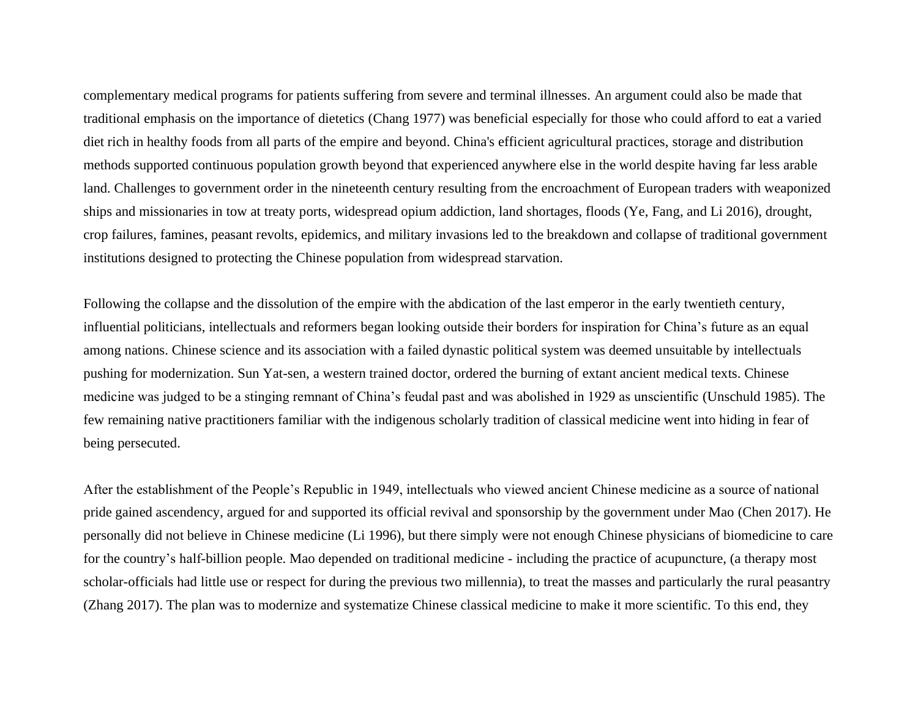complementary medical programs for patients suffering from severe and terminal illnesses. An argument could also be made that traditional emphasis on the importance of dietetics (Chang 1977) was beneficial especially for those who could afford to eat a varied diet rich in healthy foods from all parts of the empire and beyond. China's efficient agricultural practices, storage and distribution methods supported continuous population growth beyond that experienced anywhere else in the world despite having far less arable land. Challenges to government order in the nineteenth century resulting from the encroachment of European traders with weaponized ships and missionaries in tow at treaty ports, widespread opium addiction, land shortages, floods (Ye, Fang, and Li 2016), drought, crop failures, famines, peasant revolts, epidemics, and military invasions led to the breakdown and collapse of traditional government institutions designed to protecting the Chinese population from widespread starvation.

Following the collapse and the dissolution of the empire with the abdication of the last emperor in the early twentieth century, influential politicians, intellectuals and reformers began looking outside their borders for inspiration for China's future as an equal among nations. Chinese science and its association with a failed dynastic political system was deemed unsuitable by intellectuals pushing for modernization. Sun Yat-sen, a western trained doctor, ordered the burning of extant ancient medical texts. Chinese medicine was judged to be a stinging remnant of China's feudal past and was abolished in 1929 as unscientific (Unschuld 1985). The few remaining native practitioners familiar with the indigenous scholarly tradition of classical medicine went into hiding in fear of being persecuted.

After the establishment of the People's Republic in 1949, intellectuals who viewed ancient Chinese medicine as a source of national pride gained ascendency, argued for and supported its official revival and sponsorship by the government under Mao (Chen 2017). He personally did not believe in Chinese medicine (Li 1996), but there simply were not enough Chinese physicians of biomedicine to care for the country's half-billion people. Mao depended on traditional medicine - including the practice of acupuncture, (a therapy most scholar-officials had little use or respect for during the previous two millennia), to treat the masses and particularly the rural peasantry (Zhang 2017). The plan was to modernize and systematize Chinese classical medicine to make it more scientific. To this end, they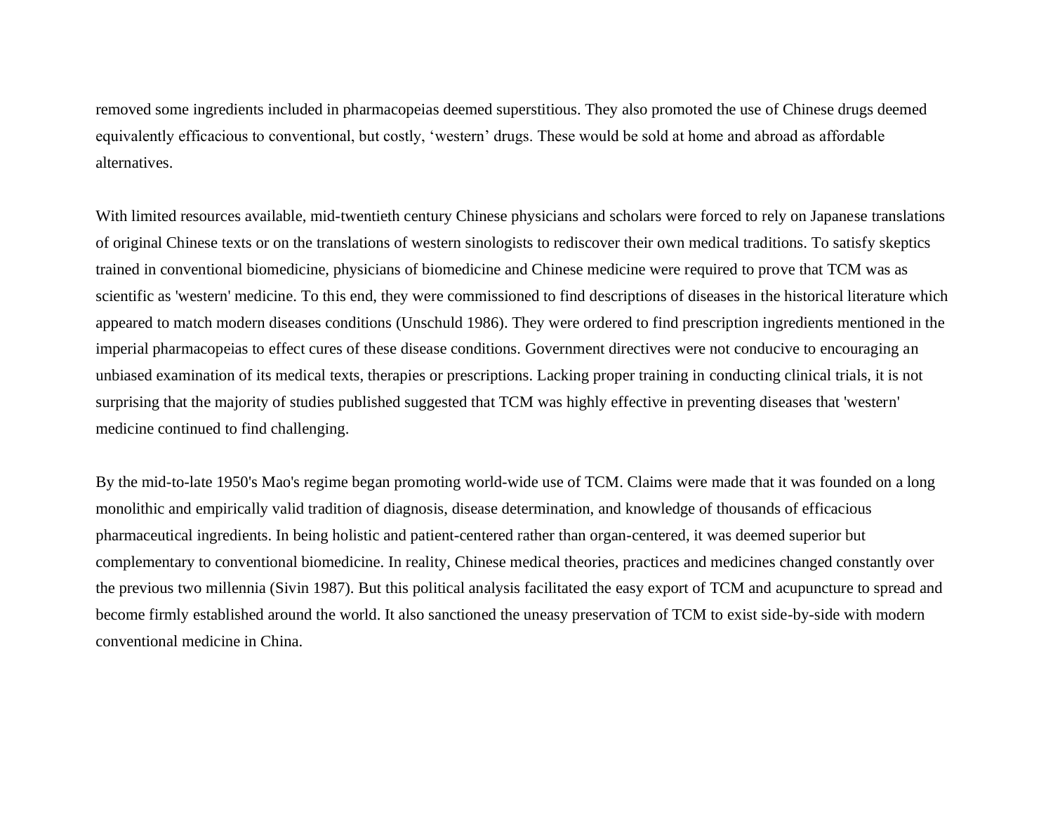removed some ingredients included in pharmacopeias deemed superstitious. They also promoted the use of Chinese drugs deemed equivalently efficacious to conventional, but costly, 'western' drugs. These would be sold at home and abroad as affordable alternatives.

With limited resources available, mid-twentieth century Chinese physicians and scholars were forced to rely on Japanese translations of original Chinese texts or on the translations of western sinologists to rediscover their own medical traditions. To satisfy skeptics trained in conventional biomedicine, physicians of biomedicine and Chinese medicine were required to prove that TCM was as scientific as 'western' medicine. To this end, they were commissioned to find descriptions of diseases in the historical literature which appeared to match modern diseases conditions (Unschuld 1986). They were ordered to find prescription ingredients mentioned in the imperial pharmacopeias to effect cures of these disease conditions. Government directives were not conducive to encouraging an unbiased examination of its medical texts, therapies or prescriptions. Lacking proper training in conducting clinical trials, it is not surprising that the majority of studies published suggested that TCM was highly effective in preventing diseases that 'western' medicine continued to find challenging.

By the mid-to-late 1950's Mao's regime began promoting world-wide use of TCM. Claims were made that it was founded on a long monolithic and empirically valid tradition of diagnosis, disease determination, and knowledge of thousands of efficacious pharmaceutical ingredients. In being holistic and patient-centered rather than organ-centered, it was deemed superior but complementary to conventional biomedicine. In reality, Chinese medical theories, practices and medicines changed constantly over the previous two millennia (Sivin 1987). But this political analysis facilitated the easy export of TCM and acupuncture to spread and become firmly established around the world. It also sanctioned the uneasy preservation of TCM to exist side-by-side with modern conventional medicine in China.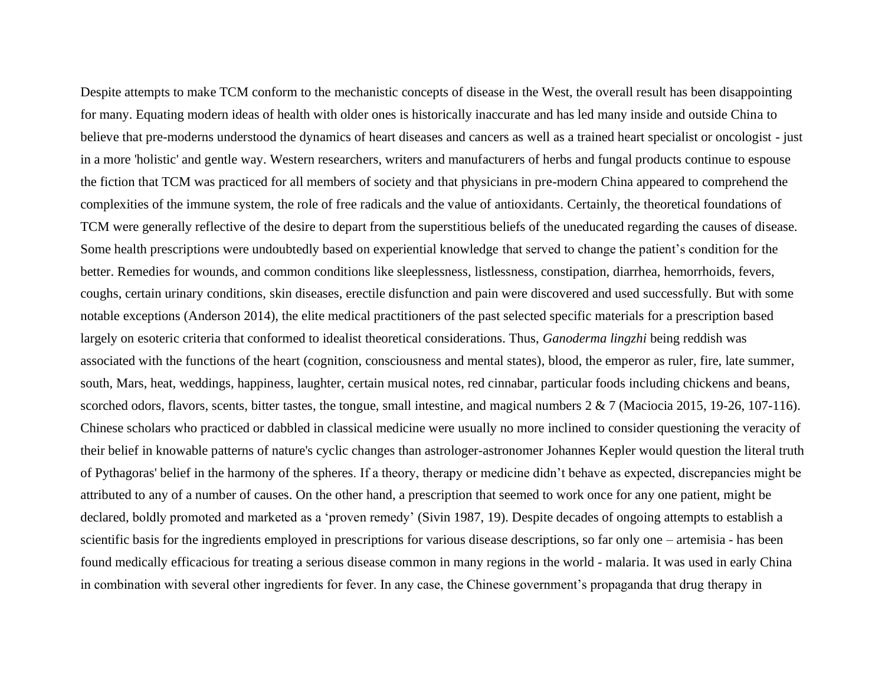Despite attempts to make TCM conform to the mechanistic concepts of disease in the West, the overall result has been disappointing for many. Equating modern ideas of health with older ones is historically inaccurate and has led many inside and outside China to believe that pre-moderns understood the dynamics of heart diseases and cancers as well as a trained heart specialist or oncologist - just in a more 'holistic' and gentle way. Western researchers, writers and manufacturers of herbs and fungal products continue to espouse the fiction that TCM was practiced for all members of society and that physicians in pre-modern China appeared to comprehend the complexities of the immune system, the role of free radicals and the value of antioxidants. Certainly, the theoretical foundations of TCM were generally reflective of the desire to depart from the superstitious beliefs of the uneducated regarding the causes of disease. Some health prescriptions were undoubtedly based on experiential knowledge that served to change the patient's condition for the better. Remedies for wounds, and common conditions like sleeplessness, listlessness, constipation, diarrhea, hemorrhoids, fevers, coughs, certain urinary conditions, skin diseases, erectile disfunction and pain were discovered and used successfully. But with some notable exceptions (Anderson 2014), the elite medical practitioners of the past selected specific materials for a prescription based largely on esoteric criteria that conformed to idealist theoretical considerations. Thus, *Ganoderma lingzhi* being reddish was associated with the functions of the heart (cognition, consciousness and mental states), blood, the emperor as ruler, fire, late summer, south, Mars, heat, weddings, happiness, laughter, certain musical notes, red cinnabar, particular foods including chickens and beans, scorched odors, flavors, scents, bitter tastes, the tongue, small intestine, and magical numbers 2 & 7 (Maciocia 2015, 19-26, 107-116). Chinese scholars who practiced or dabbled in classical medicine were usually no more inclined to consider questioning the veracity of their belief in knowable patterns of nature's cyclic changes than astrologer-astronomer Johannes Kepler would question the literal truth of Pythagoras' belief in the harmony of the spheres. If a theory, therapy or medicine didn't behave as expected, discrepancies might be attributed to any of a number of causes. On the other hand, a prescription that seemed to work once for any one patient, might be declared, boldly promoted and marketed as a 'proven remedy' (Sivin 1987, 19). Despite decades of ongoing attempts to establish a scientific basis for the ingredients employed in prescriptions for various disease descriptions, so far only one – artemisia - has been found medically efficacious for treating a serious disease common in many regions in the world - malaria. It was used in early China in combination with several other ingredients for fever. In any case, the Chinese government's propaganda that drug therapy in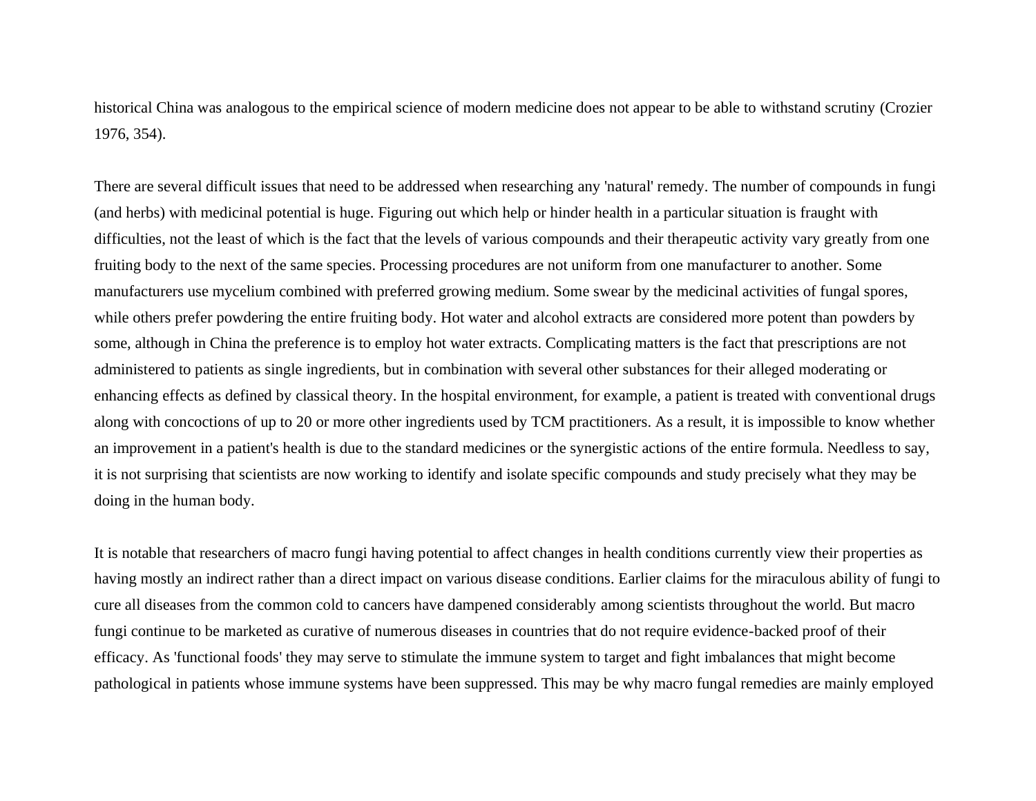historical China was analogous to the empirical science of modern medicine does not appear to be able to withstand scrutiny (Crozier 1976, 354).

There are several difficult issues that need to be addressed when researching any 'natural' remedy. The number of compounds in fungi (and herbs) with medicinal potential is huge. Figuring out which help or hinder health in a particular situation is fraught with difficulties, not the least of which is the fact that the levels of various compounds and their therapeutic activity vary greatly from one fruiting body to the next of the same species. Processing procedures are not uniform from one manufacturer to another. Some manufacturers use mycelium combined with preferred growing medium. Some swear by the medicinal activities of fungal spores, while others prefer powdering the entire fruiting body. Hot water and alcohol extracts are considered more potent than powders by some, although in China the preference is to employ hot water extracts. Complicating matters is the fact that prescriptions are not administered to patients as single ingredients, but in combination with several other substances for their alleged moderating or enhancing effects as defined by classical theory. In the hospital environment, for example, a patient is treated with conventional drugs along with concoctions of up to 20 or more other ingredients used by TCM practitioners. As a result, it is impossible to know whether an improvement in a patient's health is due to the standard medicines or the synergistic actions of the entire formula. Needless to say, it is not surprising that scientists are now working to identify and isolate specific compounds and study precisely what they may be doing in the human body.

It is notable that researchers of macro fungi having potential to affect changes in health conditions currently view their properties as having mostly an indirect rather than a direct impact on various disease conditions. Earlier claims for the miraculous ability of fungi to cure all diseases from the common cold to cancers have dampened considerably among scientists throughout the world. But macro fungi continue to be marketed as curative of numerous diseases in countries that do not require evidence-backed proof of their efficacy. As 'functional foods' they may serve to stimulate the immune system to target and fight imbalances that might become pathological in patients whose immune systems have been suppressed. This may be why macro fungal remedies are mainly employed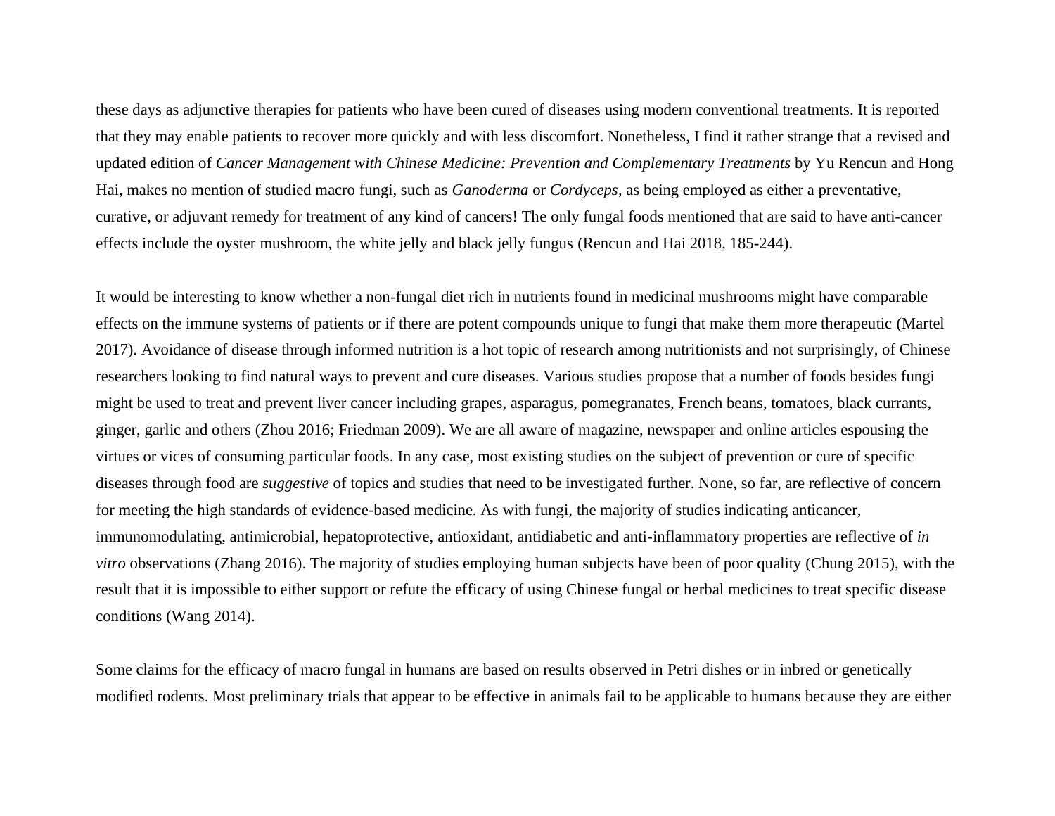these days as adjunctive therapies for patients who have been cured of diseases using modern conventional treatments. It is reported that they may enable patients to recover more quickly and with less discomfort. Nonetheless, I find it rather strange that a revised and updated edition of *Cancer Management with Chinese Medicine: Prevention and Complementary Treatments* by Yu Rencun and Hong Hai, makes no mention of studied macro fungi, such as *Ganoderma* or *Cordyceps,* as being employed as either a preventative, curative, or adjuvant remedy for treatment of any kind of cancers! The only fungal foods mentioned that are said to have anti-cancer effects include the oyster mushroom, the white jelly and black jelly fungus (Rencun and Hai 2018, 185-244).

It would be interesting to know whether a non-fungal diet rich in nutrients found in medicinal mushrooms might have comparable effects on the immune systems of patients or if there are potent compounds unique to fungi that make them more therapeutic (Martel 2017). Avoidance of disease through informed nutrition is a hot topic of research among nutritionists and not surprisingly, of Chinese researchers looking to find natural ways to prevent and cure diseases. Various studies propose that a number of foods besides fungi might be used to treat and prevent liver cancer including grapes, asparagus, pomegranates, French beans, tomatoes, black currants, ginger, garlic and others (Zhou 2016; Friedman 2009). We are all aware of magazine, newspaper and online articles espousing the virtues or vices of consuming particular foods. In any case, most existing studies on the subject of prevention or cure of specific diseases through food are *suggestive* of topics and studies that need to be investigated further. None, so far, are reflective of concern for meeting the high standards of evidence-based medicine. As with fungi, the majority of studies indicating anticancer, immunomodulating, antimicrobial, hepatoprotective, antioxidant, antidiabetic and anti-inflammatory properties are reflective of *in vitro* observations (Zhang 2016). The majority of studies employing human subjects have been of poor quality (Chung 2015), with the result that it is impossible to either support or refute the efficacy of using Chinese fungal or herbal medicines to treat specific disease conditions (Wang 2014).

Some claims for the efficacy of macro fungal in humans are based on results observed in Petri dishes or in inbred or genetically modified rodents. Most preliminary trials that appear to be effective in animals fail to be applicable to humans because they are either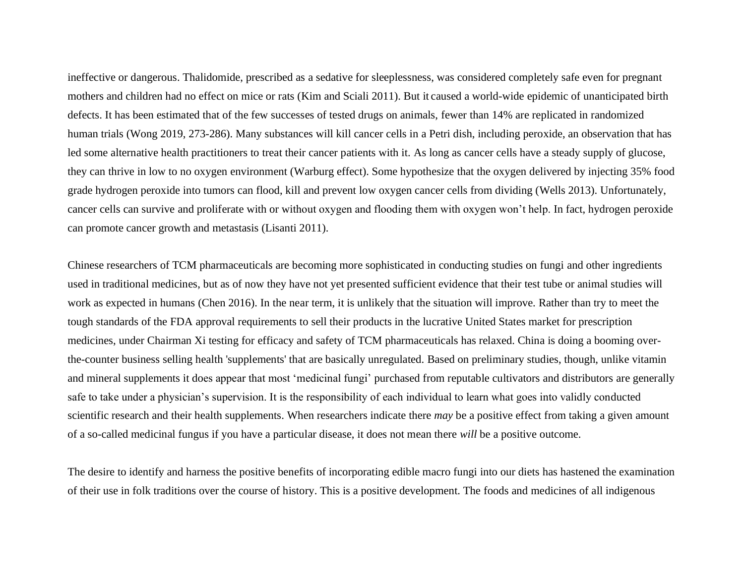ineffective or dangerous. Thalidomide, prescribed as a sedative for sleeplessness, was considered completely safe even for pregnant mothers and children had no effect on mice or rats (Kim and Sciali 2011). But it caused a world-wide epidemic of unanticipated birth defects. It has been estimated that of the few successes of tested drugs on animals, fewer than 14% are replicated in randomized human trials (Wong 2019, 273-286). Many substances will kill cancer cells in a Petri dish, including peroxide, an observation that has led some alternative health practitioners to treat their cancer patients with it. As long as cancer cells have a steady supply of glucose, they can thrive in low to no oxygen environment (Warburg effect). Some hypothesize that the oxygen delivered by injecting 35% food grade hydrogen peroxide into tumors can flood, kill and prevent low oxygen cancer cells from dividing (Wells 2013). Unfortunately, cancer cells can survive and proliferate with or without oxygen and flooding them with oxygen won't help. In fact, hydrogen peroxide can promote cancer growth and metastasis (Lisanti 2011).

Chinese researchers of TCM pharmaceuticals are becoming more sophisticated in conducting studies on fungi and other ingredients used in traditional medicines, but as of now they have not yet presented sufficient evidence that their test tube or animal studies will work as expected in humans (Chen 2016). In the near term, it is unlikely that the situation will improve. Rather than try to meet the tough standards of the FDA approval requirements to sell their products in the lucrative United States market for prescription medicines, under Chairman Xi testing for efficacy and safety of TCM pharmaceuticals has relaxed. China is doing a booming over-the-counter business selling health 'supplements' that are basically unregulated. Based on preliminary studies, though, unlike vitamin and mineral supplements it does appear that most 'medicinal fungi' purchased from reputable cultivators and distributors are generally safe to take under a physician's supervision. It is the responsibility of each individual to learn what goes into validly conducted scientific research and their health supplements. When researchers indicate there *may* be a positive effect from taking a given amount of a so-called medicinal fungus if you have a particular disease, it does not mean there *will* be a positive outcome.

The desire to identify and harness the positive benefits of incorporating edible macro fungi into our diets has hastened the examination of their use in folk traditions over the course of history. This is a positive development. The foods and medicines of all indigenous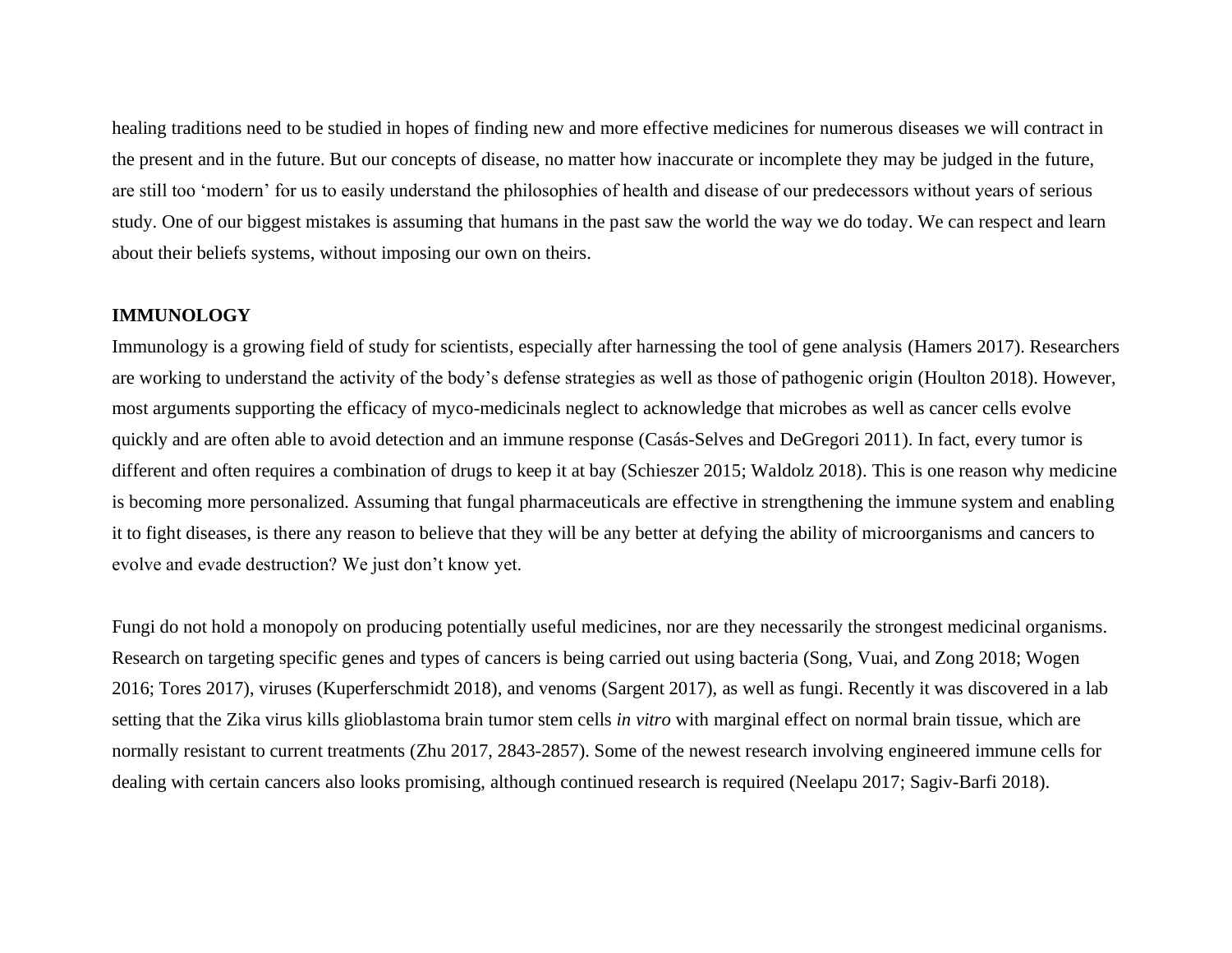healing traditions need to be studied in hopes of finding new and more effective medicines for numerous diseases we will contract in the present and in the future. But our concepts of disease, no matter how inaccurate or incomplete they may be judged in the future, are still too 'modern' for us to easily understand the philosophies of health and disease of our predecessors without years of serious study. One of our biggest mistakes is assuming that humans in the past saw the world the way we do today. We can respect and learn about their beliefs systems, without imposing our own on theirs.

## IMMUNOLOGY

Immunology is a growing field of study for scientists, especially after harnessing the tool of gene analysis (Hamers 2017). Researchers are working to understand the activity of the body's defense strategies as well as those of pathogenic origin (Houlton 2018). However, most arguments supporting the efficacy of myco-medicinals neglect to acknowledge that microbes as well as cancer cells evolve quickly and are often able to avoid detection and an immune response (Casás-Selves and DeGregori 2011). In fact, every tumor is different and often requires a combination of drugs to keep it at bay (Schieszer 2015; Waldolz 2018). This is one reason why medicine is becoming more personalized. Assuming that fungal pharmaceuticals are effective in strengthening the immune system and enabling it to fight diseases, is there any reason to believe that they will be any better at defying the ability of microorganisms and cancers to evolve and evade destruction? We just don't know yet.

Fungi do not hold a monopoly on producing potentially useful medicines, nor are they necessarily the strongest medicinal organisms. Research on targeting specific genes and types of cancers is being carried out using bacteria (Song, Vuai, and Zong 2018; Wogen 2016; Tores 2017), viruses (Kuperferschmidt 2018), and venoms (Sargent 2017), as well as fungi. Recently it was discovered in a lab setting that the Zika virus kills glioblastoma brain tumor stem cells *in vitro* with marginal effect on normal brain tissue, which are normally resistant to current treatments (Zhu 2017, 2843-2857). Some of the newest research involving engineered immune cells for dealing with certain cancers also looks promising, although continued research is required (Neelapu 2017; Sagiv-Barfi 2018).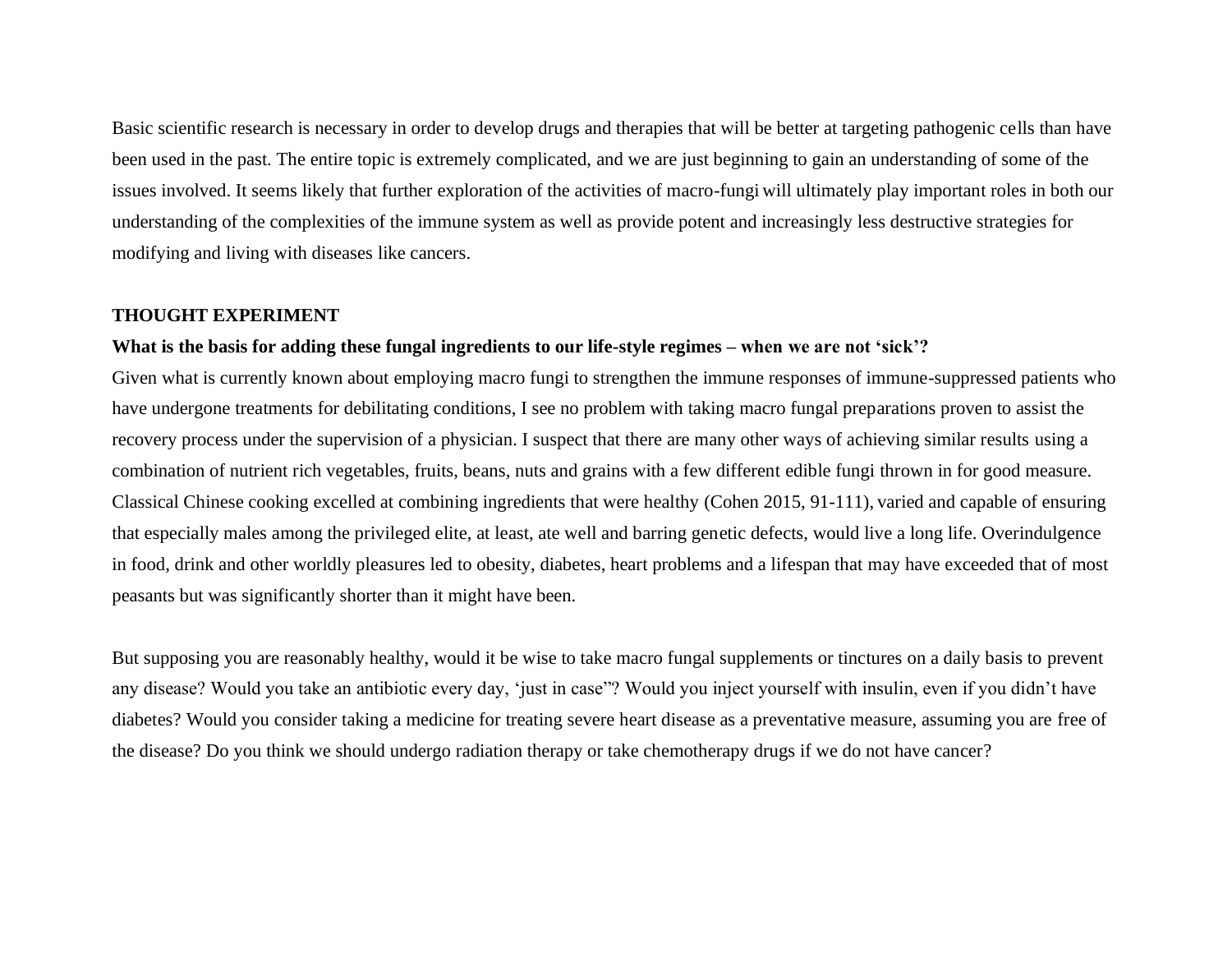Basic scientific research is necessary in order to develop drugs and therapies that will be better at targeting pathogenic cells than have been used in the past. The entire topic is extremely complicated, and we are just beginning to gain an understanding of some of the issues involved. It seems likely that further exploration of the activities of macro-fungi will ultimately play important roles in both our understanding of the complexities of the immune system as well as provide potent and increasingly less destructive strategies for modifying and living with diseases like cancers.

**THOUGHT EXPERIMENT**

**What is the basis for adding these fungal ingredients to our life-style regimes – when we are not 'sick'?**

Given what is currently known about employing macro fungi to strengthen the immune responses of immune-suppressed patients who have undergone treatments for debilitating conditions, I see no problem with taking macro fungal preparations proven to assist the recovery process under the supervision of a physician. I suspect that there are many other ways of achieving similar results using a combination of nutrient rich vegetables, fruits, beans, nuts and grains with a few different edible fungi thrown in for good measure. Classical Chinese cooking excelled at combining ingredients that were healthy (Cohen 2015, 91-111), varied and capable of ensuring that especially males among the privileged elite, at least, ate well and barring genetic defects, would live a long life. Overindulgence in food, drink and other worldly pleasures led to obesity, diabetes, heart problems and a lifespan that may have exceeded that of most peasants but was significantly shorter than it might have been.

But supposing you are reasonably healthy, would it be wise to take macro fungal supplements or tinctures on a daily basis to prevent any disease? Would you take an antibiotic every day, 'just in case"? Would you inject yourself with insulin, even if you didn't have diabetes? Would you consider taking a medicine for treating severe heart disease as a preventative measure, assuming you are free of the disease? Do you think we should undergo radiation therapy or take chemotherapy drugs if we do not have cancer?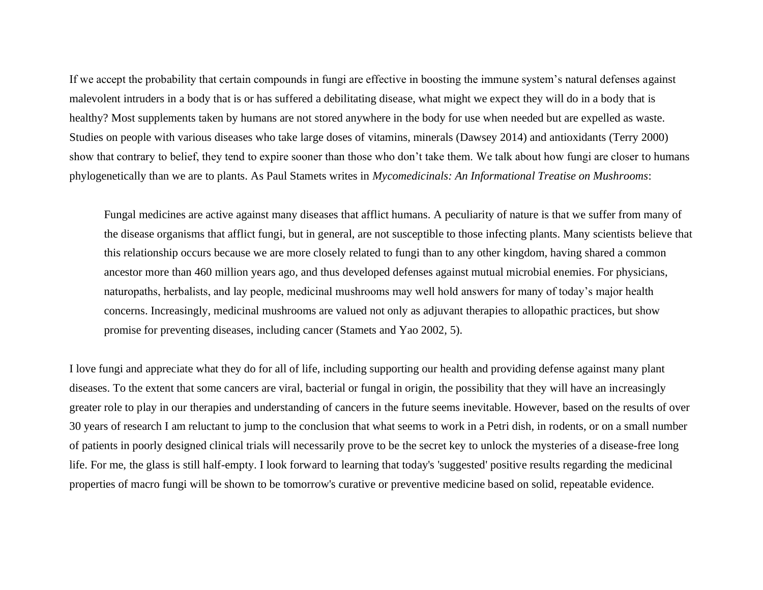If we accept the probability that certain compounds in fungi are effective in boosting the immune system's natural defenses against malevolent intruders in a body that is or has suffered a debilitating disease, what might we expect they will do in a body that is healthy? Most supplements taken by humans are not stored anywhere in the body for use when needed but are expelled as waste. Studies on people with various diseases who take large doses of vitamins, minerals (Dawsey 2014) and antioxidants (Terry 2000) show that contrary to belief, they tend to expire sooner than those who don't take them. We talk about how fungi are closer to humans phylogenetically than we are to plants. As Paul Stamets writes in *Mycomedicinals: An Informational Treatise on Mushrooms*:

> Fungal medicines are active against many diseases that afflict humans. A peculiarity of nature is that we suffer from many of the disease organisms that afflict fungi, but in general, are not susceptible to those infecting plants. Many scientists believe that this relationship occurs because we are more closely related to fungi than to any other kingdom, having shared a common ancestor more than 460 million years ago, and thus developed defenses against mutual microbial enemies. For physicians, naturopaths, herbalists, and lay people, medicinal mushrooms may well hold answers for many of today's major health concerns. Increasingly, medicinal mushrooms are valued not only as adjuvant therapies to allopathic practices, but show promise for preventing diseases, including cancer (Stamets and Yao 2002, 5).

I love fungi and appreciate what they do for all of life, including supporting our health and providing defense against many plant diseases. To the extent that some cancers are viral, bacterial or fungal in origin, the possibility that they will have an increasingly greater role to play in our therapies and understanding of cancers in the future seems inevitable. However, based on the results of over 30 years of research I am reluctant to jump to the conclusion that what seems to work in a Petri dish, in rodents, or on a small number of patients in poorly designed clinical trials will necessarily prove to be the secret key to unlock the mysteries of a disease-free long life. For me, the glass is still half-empty. I look forward to learning that today's 'suggested' positive results regarding the medicinal properties of macro fungi will be shown to be tomorrow's curative or preventive medicine based on solid, repeatable evidence.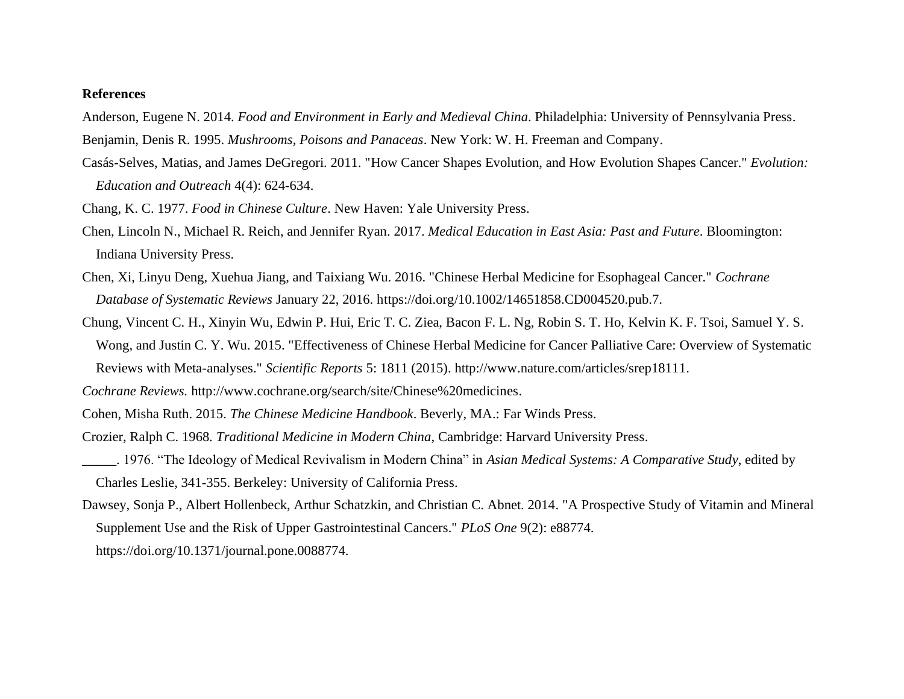**References**

Anderson, Eugene N. 2014. *Food and Environment in Early and Medieval China*. Philadelphia: University of Pennsylvania Press.

Benjamin, Denis R. 1995. *Mushrooms, Poisons and Panaceas*. New York: W. H. Freeman and Company.

Casás-Selves, Matias, and James DeGregori. 2011. "How Cancer Shapes Evolution, and How Evolution Shapes Cancer." *Evolution: Education and Outreach* 4(4): 624-634.

Chang, K. C. 1977. *Food in Chinese Culture*. New Haven: Yale University Press.

Chen, Lincoln N., Michael R. Reich, and Jennifer Ryan. 2017. *Medical Education in East Asia: Past and Future*. Bloomington: Indiana University Press.

Chen, Xi, Linyu Deng, Xuehua Jiang, and Taixiang Wu. 2016. "Chinese Herbal Medicine for Esophageal Cancer." *Cochrane Database of Systematic Reviews* January 22, 2016. https://doi.org/10.1002/14651858.CD004520.pub.7.

Chung, Vincent C. H., Xinyin Wu, Edwin P. Hui, Eric T. C. Ziea, Bacon F. L. Ng, Robin S. T. Ho, Kelvin K. F. Tsoi, Samuel Y. S. Wong, and Justin C. Y. Wu. 2015. "Effectiveness of Chinese Herbal Medicine for Cancer Palliative Care: Overview of Systematic Reviews with Meta-analyses." *Scientific Reports* 5: 1811 (2015). http://www.nature.com/articles/srep18111.

*Cochrane Reviews.* http://www.cochrane.org/search/site/Chinese%20medicines.

Cohen, Misha Ruth. 2015. *The Chinese Medicine Handbook*. Beverly, MA.: Far Winds Press.

Crozier, Ralph C. 1968. *Traditional Medicine in Modern China*, Cambridge: Harvard University Press.

_____. 1976. "The Ideology of Medical Revivalism in Modern China" in *Asian Medical Systems: A Comparative Study*, edited by Charles Leslie, 341-355. Berkeley: University of California Press.

Dawsey, Sonja P., Albert Hollenbeck, Arthur Schatzkin, and Christian C. Abnet. 2014. "A Prospective Study of Vitamin and Mineral Supplement Use and the Risk of Upper Gastrointestinal Cancers." *PLoS One* 9(2): e88774. https://doi.org/10.1371/journal.pone.0088774.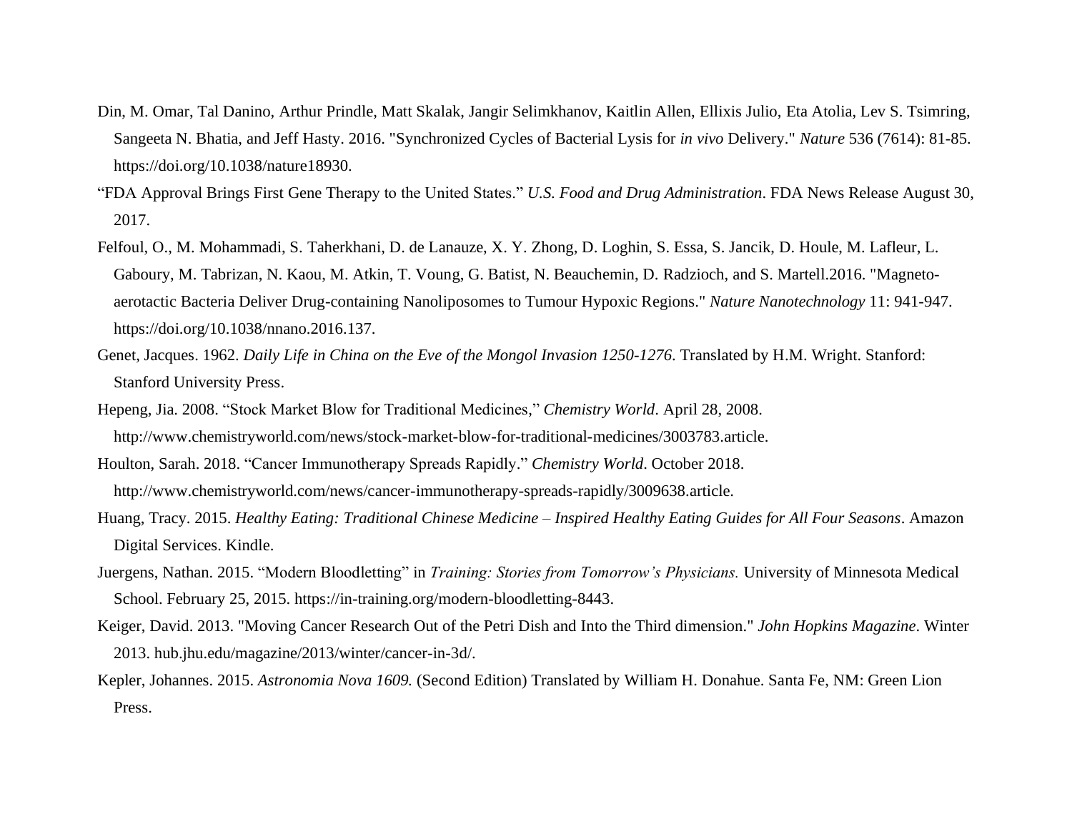Din, M. Omar, Tal Danino, Arthur Prindle, Matt Skalak, Jangir Selimkhanov, Kaitlin Allen, Ellixis Julio, Eta Atolia, Lev S. Tsimring, Sangeeta N. Bhatia, and Jeff Hasty. 2016. "Synchronized Cycles of Bacterial Lysis for *in vivo* Delivery." *Nature* 536 (7614): 81-85. https://doi.org/10.1038/nature18930.

"FDA Approval Brings First Gene Therapy to the United States." *U.S. Food and Drug Administration*. FDA News Release August 30, 2017.

Felfoul, O., M. Mohammadi, S. Taherkhani, D. de Lanauze, X. Y. Zhong, D. Loghin, S. Essa, S. Jancik, D. Houle, M. Lafleur, L. Gaboury, M. Tabrizan, N. Kaou, M. Atkin, T. Voung, G. Batist, N. Beauchemin, D. Radzioch, and S. Martell.2016. "Magneto-aerotactic Bacteria Deliver Drug-containing Nanoliposomes to Tumour Hypoxic Regions." *Nature Nanotechnology* 11: 941-947. https://doi.org/10.1038/nnano.2016.137.

Genet, Jacques. 1962. *Daily Life in China on the Eve of the Mongol Invasion 1250-1276*. Translated by H.M. Wright. Stanford: Stanford University Press.

Hepeng, Jia. 2008. "Stock Market Blow for Traditional Medicines," *Chemistry World*. April 28, 2008. http://www.chemistryworld.com/news/stock-market-blow-for-traditional-medicines/3003783.article.

Houlton, Sarah. 2018. "Cancer Immunotherapy Spreads Rapidly." *Chemistry World*. October 2018. http://www.chemistryworld.com/news/cancer-immunotherapy-spreads-rapidly/3009638.article.

Huang, Tracy. 2015. *Healthy Eating: Traditional Chinese Medicine – Inspired Healthy Eating Guides for All Four Seasons*. Amazon Digital Services. Kindle.

Juergens, Nathan. 2015. "Modern Bloodletting" in *Training: Stories from Tomorrow's Physicians.* University of Minnesota Medical School. February 25, 2015. https://in-training.org/modern-bloodletting-8443.

Keiger, David. 2013. "Moving Cancer Research Out of the Petri Dish and Into the Third dimension." *John Hopkins Magazine*. Winter 2013. hub.jhu.edu/magazine/2013/winter/cancer-in-3d/.

Kepler, Johannes. 2015. *Astronomia Nova 1609.* (Second Edition) Translated by William H. Donahue. Santa Fe, NM: Green Lion Press.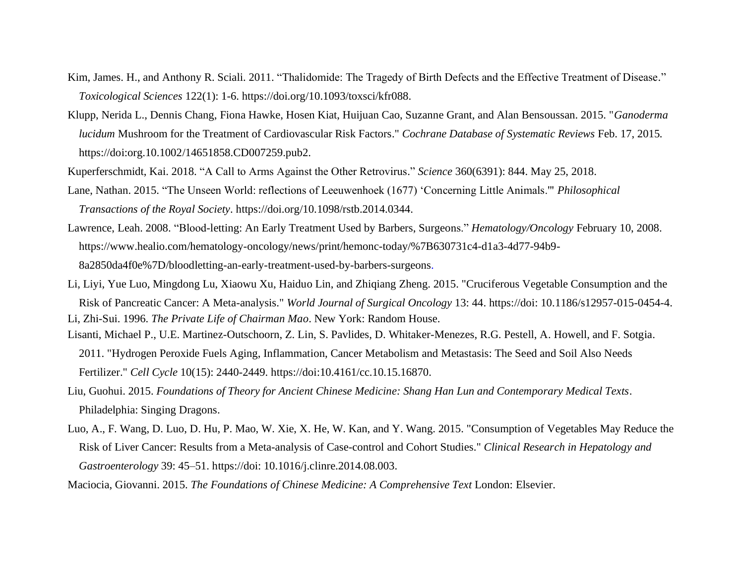Kim, James. H., and Anthony R. Sciali. 2011. "Thalidomide: The Tragedy of Birth Defects and the Effective Treatment of Disease." *Toxicological Sciences* 122(1): 1-6. https://doi.org/10.1093/toxsci/kfr088.

Klupp, Nerida L., Dennis Chang, Fiona Hawke, Hosen Kiat, Huijuan Cao, Suzanne Grant, and Alan Bensoussan. 2015. "*Ganoderma lucidum* Mushroom for the Treatment of Cardiovascular Risk Factors." *Cochrane Database of Systematic Reviews* Feb. 17, 2015. https://doi:org.10.1002/14651858.CD007259.pub2.

Kuperferschmidt, Kai. 2018. "A Call to Arms Against the Other Retrovirus." *Science* 360(6391): 844. May 25, 2018.

Lane, Nathan. 2015. "The Unseen World: reflections of Leeuwenhoek (1677) 'Concerning Little Animals.'" *Philosophical Transactions of the Royal Society*. https://doi.org/10.1098/rstb.2014.0344.

Lawrence, Leah. 2008. "Blood-letting: An Early Treatment Used by Barbers, Surgeons." *Hematology/Oncology* February 10, 2008. https://www.healio.com/hematology-oncology/news/print/hemonc-today/%7B630731c4-d1a3-4d77-94b9-8a2850da4f0e%7D/bloodletting-an-early-treatment-used-by-barbers-surgeons.

Li, Liyi, Yue Luo, Mingdong Lu, Xiaowu Xu, Haiduo Lin, and Zhiqiang Zheng. 2015. "Cruciferous Vegetable Consumption and the Risk of Pancreatic Cancer: A Meta-analysis." *World Journal of Surgical Oncology* 13: 44. https://doi: 10.1186/s12957-015-0454-4.

Li, Zhi-Sui. 1996. *The Private Life of Chairman Mao*. New York: Random House.

Lisanti, Michael P., U.E. Martinez-Outschoorn, Z. Lin, S. Pavlides, D. Whitaker-Menezes, R.G. Pestell, A. Howell, and F. Sotgia. 2011. "Hydrogen Peroxide Fuels Aging, Inflammation, Cancer Metabolism and Metastasis: The Seed and Soil Also Needs Fertilizer." *Cell Cycle* 10(15): 2440-2449. https://doi:10.4161/cc.10.15.16870.

Liu, Guohui. 2015. *Foundations of Theory for Ancient Chinese Medicine: Shang Han Lun and Contemporary Medical Texts*. Philadelphia: Singing Dragons.

Luo, A., F. Wang, D. Luo, D. Hu, P. Mao, W. Xie, X. He, W. Kan, and Y. Wang. 2015. "Consumption of Vegetables May Reduce the Risk of Liver Cancer: Results from a Meta-analysis of Case-control and Cohort Studies." *Clinical Research in Hepatology and Gastroenterology* 39: 45–51. https://doi: 10.1016/j.clinre.2014.08.003.

Maciocia, Giovanni. 2015. *The Foundations of Chinese Medicine: A Comprehensive Text* London: Elsevier.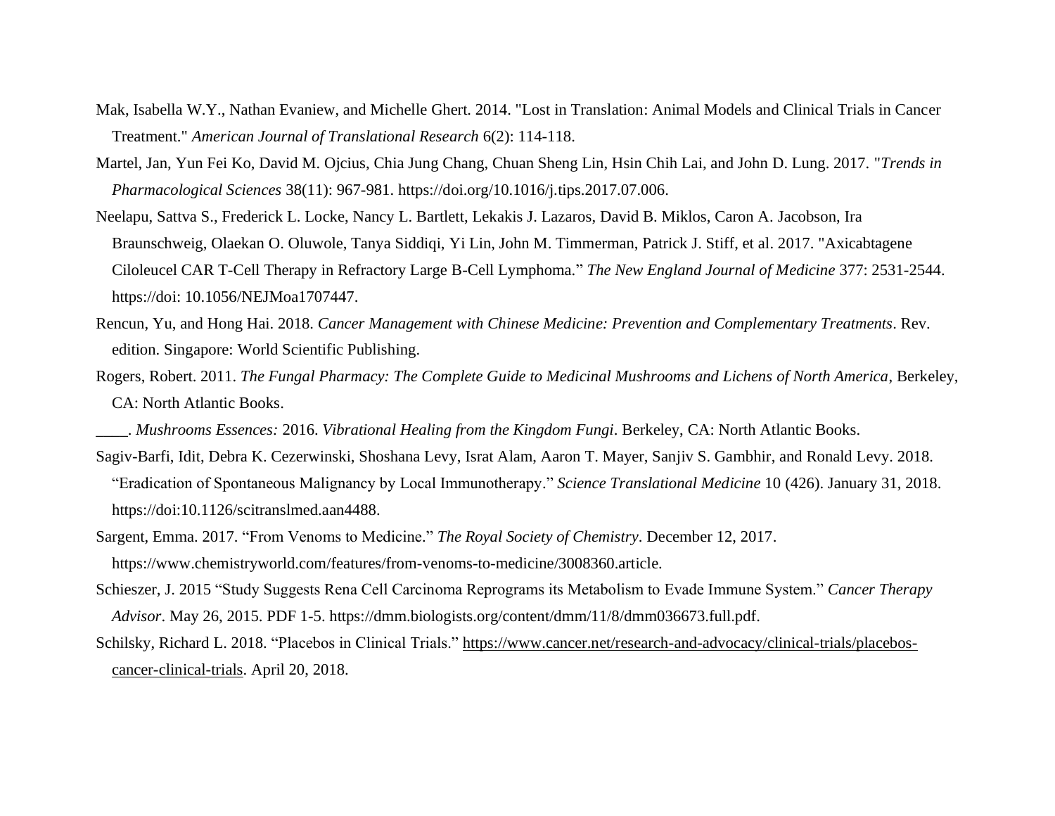Mak, Isabella W.Y., Nathan Evaniew, and Michelle Ghert. 2014. "Lost in Translation: Animal Models and Clinical Trials in Cancer Treatment." *American Journal of Translational Research* 6(2): 114-118.

Martel, Jan, Yun Fei Ko, David M. Ojcius, Chia Jung Chang, Chuan Sheng Lin, Hsin Chih Lai, and John D. Lung. 2017. "*Trends in Pharmacological Sciences* 38(11): 967-981. https://doi.org/10.1016/j.tips.2017.07.006.

Neelapu, Sattva S., Frederick L. Locke, Nancy L. Bartlett, Lekakis J. Lazaros, David B. Miklos, Caron A. Jacobson, Ira Braunschweig, Olaekan O. Oluwole, Tanya Siddiqi, Yi Lin, John M. Timmerman, Patrick J. Stiff, et al. 2017. "Axicabtagene Ciloleucel CAR T-Cell Therapy in Refractory Large B-Cell Lymphoma." *The New England Journal of Medicine* 377: 2531-2544. https://doi: 10.1056/NEJMoa1707447.

Rencun, Yu, and Hong Hai. 2018. *Cancer Management with Chinese Medicine: Prevention and Complementary Treatments*. Rev. edition. Singapore: World Scientific Publishing.

Rogers, Robert. 2011. *The Fungal Pharmacy: The Complete Guide to Medicinal Mushrooms and Lichens of North America*, Berkeley, CA: North Atlantic Books.

____. *Mushrooms Essences:* 2016. *Vibrational Healing from the Kingdom Fungi*. Berkeley, CA: North Atlantic Books.

Sagiv-Barfi, Idit, Debra K. Cezerwinski, Shoshana Levy, Israt Alam, Aaron T. Mayer, Sanjiv S. Gambhir, and Ronald Levy. 2018. "Eradication of Spontaneous Malignancy by Local Immunotherapy." *Science Translational Medicine* 10 (426). January 31, 2018. https://doi:10.1126/scitranslmed.aan4488.

Sargent, Emma. 2017. "From Venoms to Medicine." *The Royal Society of Chemistry*. December 12, 2017. https://www.chemistryworld.com/features/from-venoms-to-medicine/3008360.article.

Schieszer, J. 2015 "Study Suggests Rena Cell Carcinoma Reprograms its Metabolism to Evade Immune System." *Cancer Therapy Advisor*. May 26, 2015. PDF 1-5. https://dmm.biologists.org/content/dmm/11/8/dmm036673.full.pdf.

Schilsky, Richard L. 2018. "Placebos in Clinical Trials." https://www.cancer.net/research-and-advocacy/clinical-trials/placebos-cancer-clinical-trials. April 20, 2018.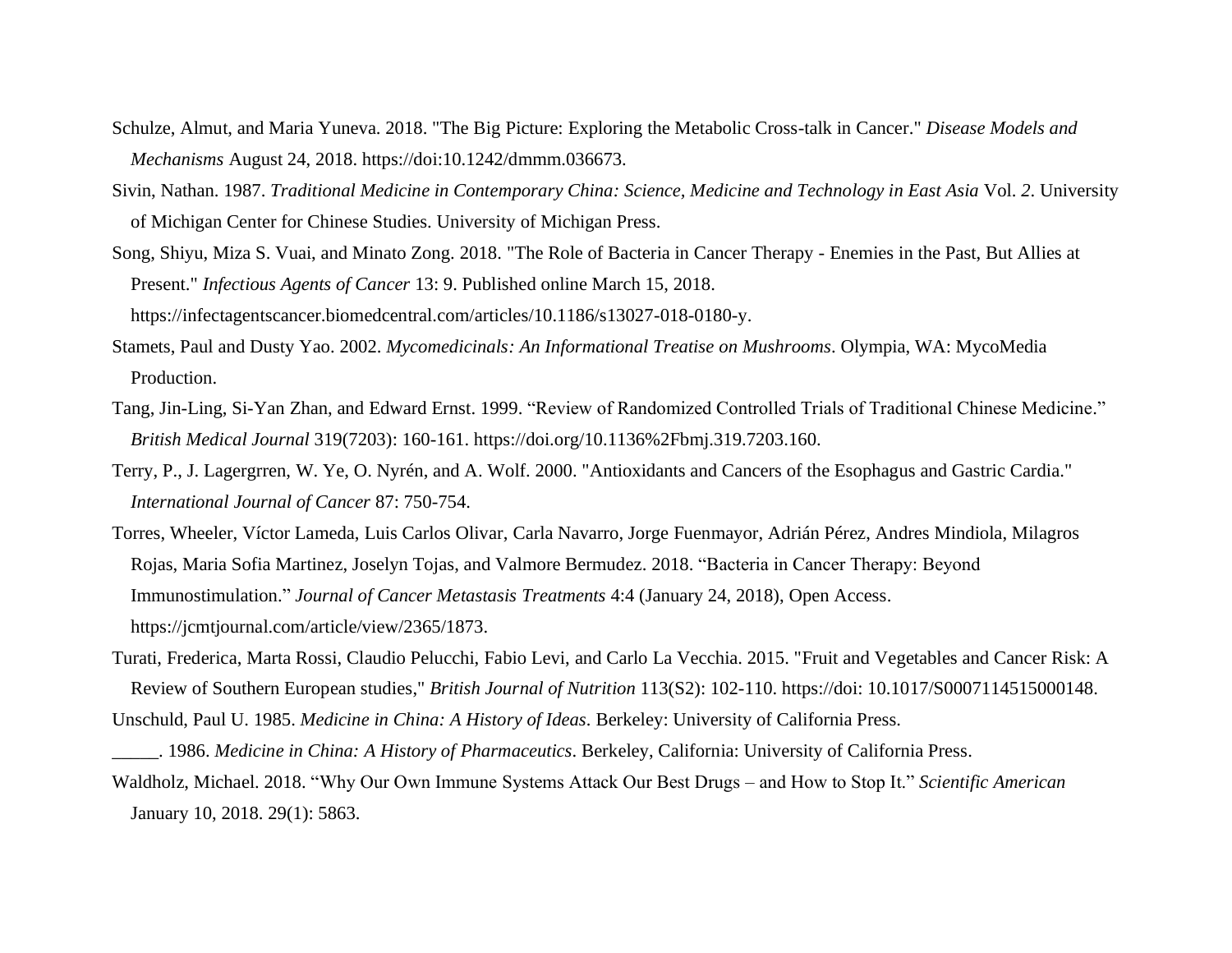Schulze, Almut, and Maria Yuneva. 2018. "The Big Picture: Exploring the Metabolic Cross-talk in Cancer." *Disease Models and Mechanisms* August 24, 2018. https://doi:10.1242/dmmm.036673.

Sivin, Nathan. 1987. *Traditional Medicine in Contemporary China: Science, Medicine and Technology in East Asia* Vol. *2*. University of Michigan Center for Chinese Studies. University of Michigan Press.

Song, Shiyu, Miza S. Vuai, and Minato Zong. 2018. "The Role of Bacteria in Cancer Therapy - Enemies in the Past, But Allies at Present." *Infectious Agents of Cancer* 13: 9. Published online March 15, 2018. https://infectagentscancer.biomedcentral.com/articles/10.1186/s13027-018-0180-y.

Stamets, Paul and Dusty Yao. 2002. *Mycomedicinals: An Informational Treatise on Mushrooms*. Olympia, WA: MycoMedia Production.

Tang, Jin-Ling, Si-Yan Zhan, and Edward Ernst. 1999. "Review of Randomized Controlled Trials of Traditional Chinese Medicine." *British Medical Journal* 319(7203): 160-161. https://doi.org/10.1136%2Fbmj.319.7203.160.

Terry, P., J. Lagergrren, W. Ye, O. Nyrén, and A. Wolf. 2000. "Antioxidants and Cancers of the Esophagus and Gastric Cardia." *International Journal of Cancer* 87: 750-754.

Torres, Wheeler, Víctor Lameda, Luis Carlos Olivar, Carla Navarro, Jorge Fuenmayor, Adrián Pérez, Andres Mindiola, Milagros Rojas, Maria Sofia Martinez, Joselyn Tojas, and Valmore Bermudez. 2018. "Bacteria in Cancer Therapy: Beyond Immunostimulation." *Journal of Cancer Metastasis Treatments* 4:4 (January 24, 2018), Open Access. https://jcmtjournal.com/article/view/2365/1873.

Turati, Frederica, Marta Rossi, Claudio Pelucchi, Fabio Levi, and Carlo La Vecchia. 2015. "Fruit and Vegetables and Cancer Risk: A Review of Southern European studies," *British Journal of Nutrition* 113(S2): 102-110. https://doi: 10.1017/S0007114515000148.

Unschuld, Paul U. 1985. *Medicine in China: A History of Ideas*. Berkeley: University of California Press.

_____. 1986. *Medicine in China: A History of Pharmaceutics*. Berkeley, California: University of California Press.

Waldholz, Michael. 2018. "Why Our Own Immune Systems Attack Our Best Drugs – and How to Stop It." *Scientific American* January 10, 2018. 29(1): 5863.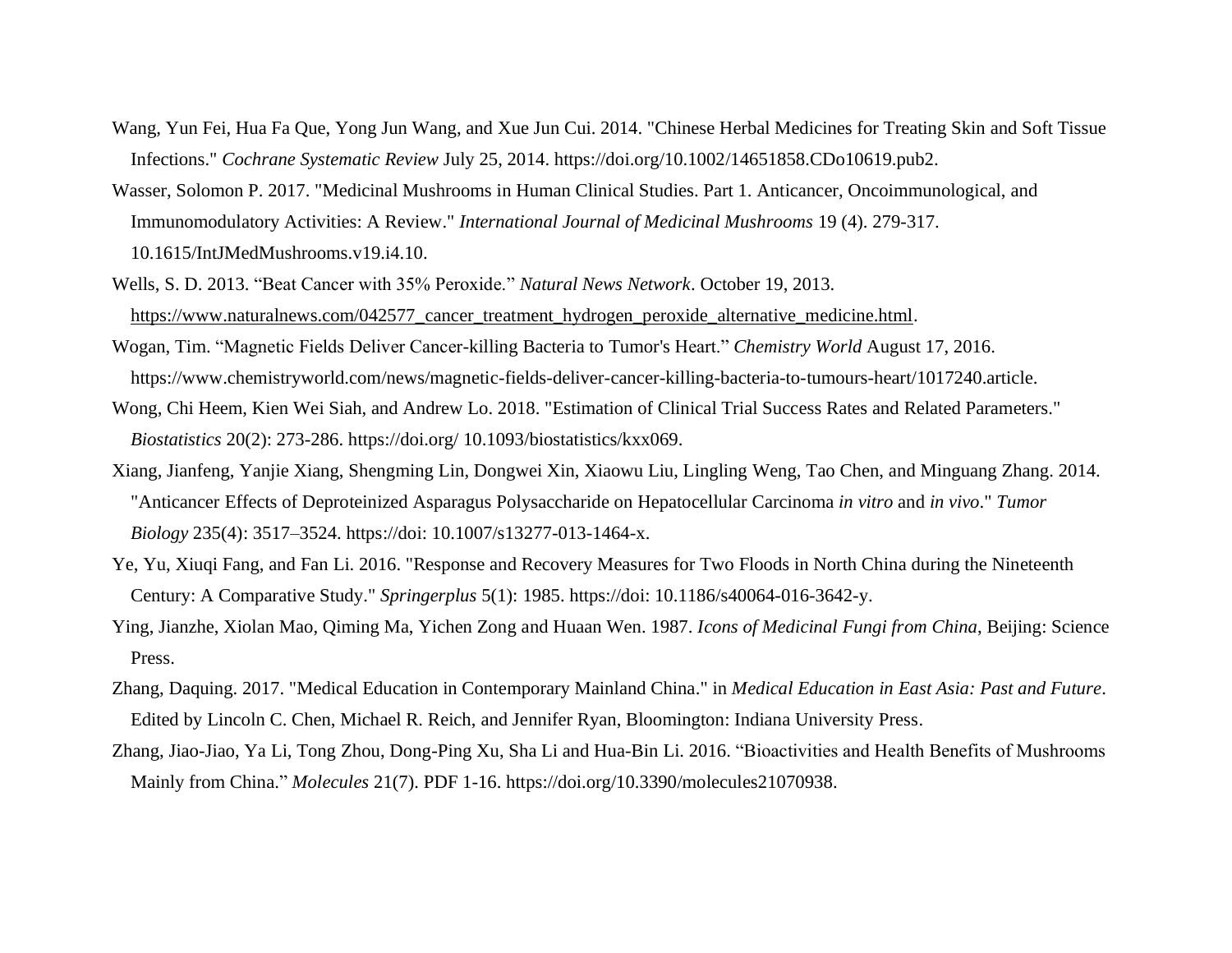Wang, Yun Fei, Hua Fa Que, Yong Jun Wang, and Xue Jun Cui. 2014. "Chinese Herbal Medicines for Treating Skin and Soft Tissue Infections." *Cochrane Systematic Review* July 25, 2014. https://doi.org/10.1002/14651858.CDo10619.pub2.

Wasser, Solomon P. 2017. "Medicinal Mushrooms in Human Clinical Studies. Part 1. Anticancer, Oncoimmunological, and Immunomodulatory Activities: A Review." *International Journal of Medicinal Mushrooms* 19 (4). 279-317. 10.1615/IntJMedMushrooms.v19.i4.10.

Wells, S. D. 2013. “Beat Cancer with 35% Peroxide.” *Natural News Network*. October 19, 2013. https://www.naturalnews.com/042577_cancer_treatment_hydrogen_peroxide_alternative_medicine.html.

Wogan, Tim. “Magnetic Fields Deliver Cancer-killing Bacteria to Tumor's Heart.” *Chemistry World* August 17, 2016. https://www.chemistryworld.com/news/magnetic-fields-deliver-cancer-killing-bacteria-to-tumours-heart/1017240.article.

Wong, Chi Heem, Kien Wei Siah, and Andrew Lo. 2018. "Estimation of Clinical Trial Success Rates and Related Parameters." *Biostatistics* 20(2): 273-286. https://doi.org/ 10.1093/biostatistics/kxx069.

Xiang, Jianfeng, Yanjie Xiang, Shengming Lin, Dongwei Xin, Xiaowu Liu, Lingling Weng, Tao Chen, and Minguang Zhang. 2014. "Anticancer Effects of Deproteinized Asparagus Polysaccharide on Hepatocellular Carcinoma *in vitro* and *in vivo*." *Tumor Biology* 235(4): 3517–3524. https://doi: 10.1007/s13277-013-1464-x.

Ye, Yu, Xiuqi Fang, and Fan Li. 2016. "Response and Recovery Measures for Two Floods in North China during the Nineteenth Century: A Comparative Study." *Springerplus* 5(1): 1985. https://doi: 10.1186/s40064-016-3642-y.

Ying, Jianzhe, Xiolan Mao, Qiming Ma, Yichen Zong and Huaan Wen. 1987. *Icons of Medicinal Fungi from China*, Beijing: Science Press.

Zhang, Daquing. 2017. "Medical Education in Contemporary Mainland China." in *Medical Education in East Asia: Past and Future*. Edited by Lincoln C. Chen, Michael R. Reich, and Jennifer Ryan, Bloomington: Indiana University Press.

Zhang, Jiao-Jiao, Ya Li, Tong Zhou, Dong-Ping Xu, Sha Li and Hua-Bin Li. 2016. “Bioactivities and Health Benefits of Mushrooms Mainly from China.” *Molecules* 21(7). PDF 1-16. https://doi.org/10.3390/molecules21070938.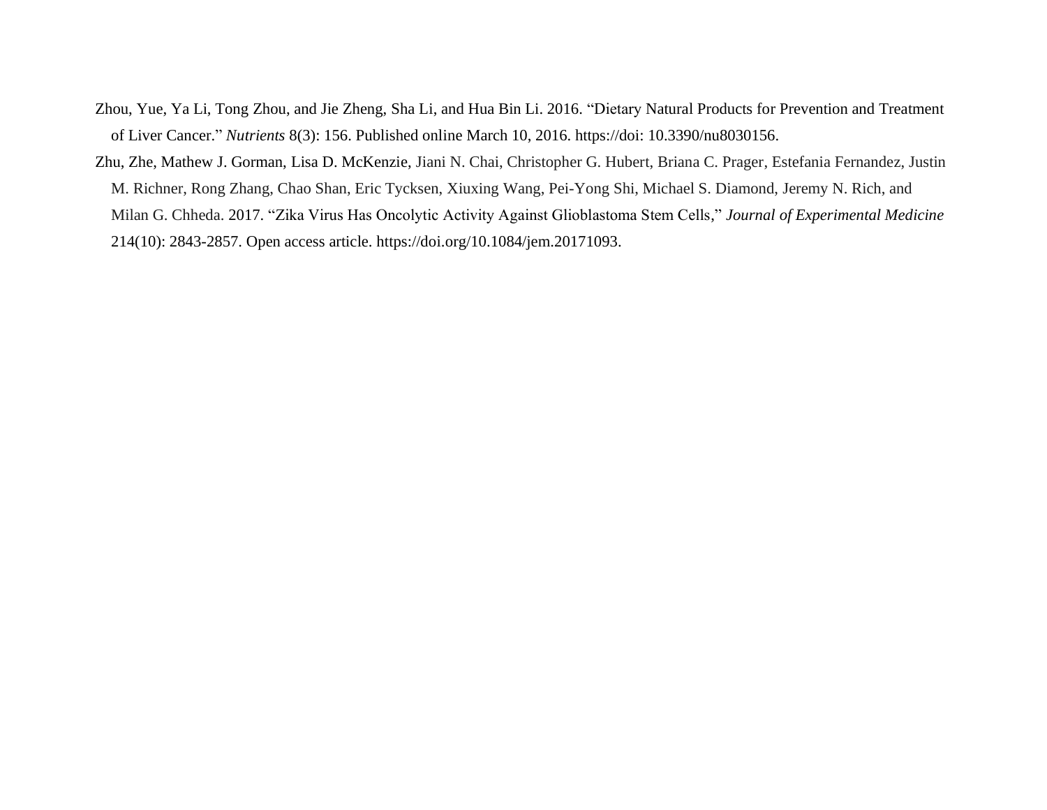Zhou, Yue, Ya Li, Tong Zhou, and Jie Zheng, Sha Li, and Hua Bin Li. 2016. "Dietary Natural Products for Prevention and Treatment of Liver Cancer." *Nutrients* 8(3): 156. Published online March 10, 2016. https://doi: 10.3390/nu8030156.

Zhu, Zhe, Mathew J. Gorman, Lisa D. McKenzie, Jiani N. Chai, Christopher G. Hubert, Briana C. Prager, Estefania Fernandez, Justin M. Richner, Rong Zhang, Chao Shan, Eric Tycksen, Xiuxing Wang, Pei-Yong Shi, Michael S. Diamond, Jeremy N. Rich, and Milan G. Chheda. 2017. "Zika Virus Has Oncolytic Activity Against Glioblastoma Stem Cells," *Journal of Experimental Medicine* 214(10): 2843-2857. Open access article. https://doi.org/10.1084/jem.20171093.